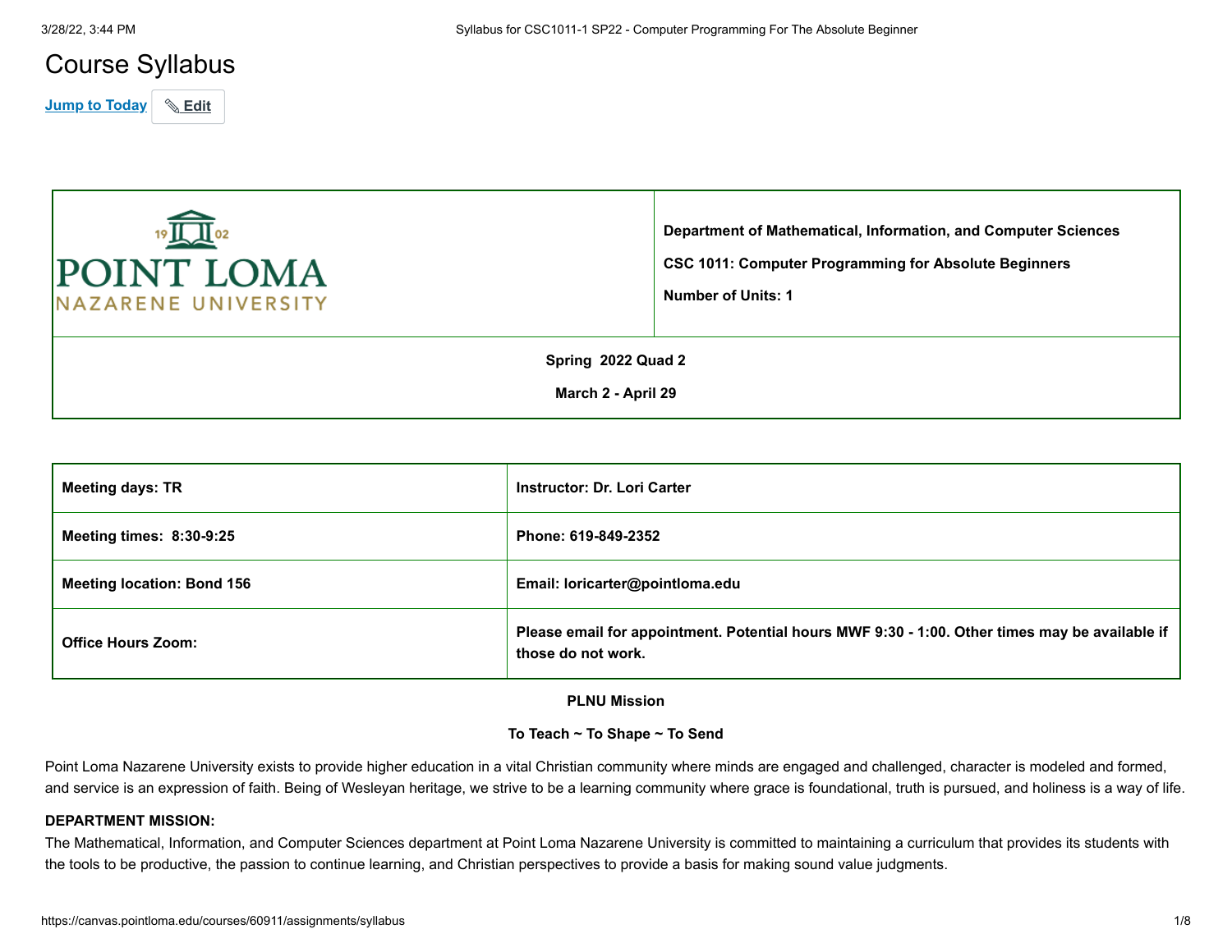# Course Syllabus

Jump to Today | Edit

| POINT LOMA NAZARENE UNIVERSITY | **Department of Mathematical, Information, and Computer Sciences**<br><br>**CSC 1011: Computer Programming for Absolute Beginners**<br><br>**Number of Units: 1** |
|---|---|
| **Spring 2022 Quad 2**<br><br>**March 2 - April 29** | |

| **Meeting days: TR** | **Instructor: Dr. Lori Carter** |
|---|---|
| **Meeting times: 8:30-9:25** | **Phone: 619-849-2352** |
| **Meeting location: Bond 156** | **Email: loricarter@pointloma.edu** |
| **Office Hours Zoom:** | **Please email for appointment. Potential hours MWF 9:30 - 1:00. Other times may be available if those do not work.** |

**PLNU Mission**

**To Teach ~ To Shape ~ To Send**

Point Loma Nazarene University exists to provide higher education in a vital Christian community where minds are engaged and challenged, character is modeled and formed, and service is an expression of faith. Being of Wesleyan heritage, we strive to be a learning community where grace is foundational, truth is pursued, and holiness is a way of life.

**DEPARTMENT MISSION:**

The Mathematical, Information, and Computer Sciences department at Point Loma Nazarene University is committed to maintaining a curriculum that provides its students with the tools to be productive, the passion to continue learning, and Christian perspectives to provide a basis for making sound value judgments.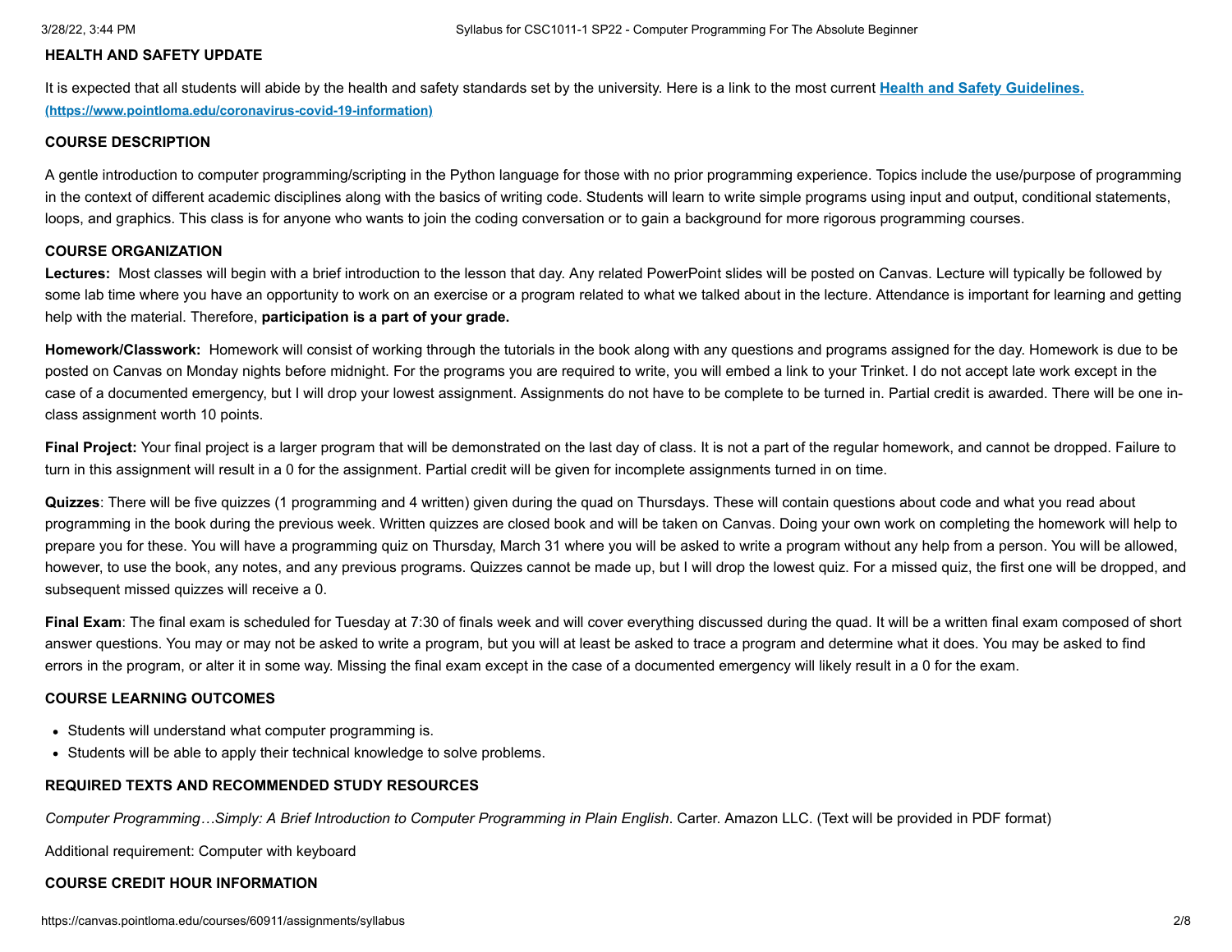**HEALTH AND SAFETY UPDATE**

It is expected that all students will abide by the health and safety standards set by the university. Here is a link to the most current **Health and Safety Guidelines. (https://www.pointloma.edu/coronavirus-covid-19-information)**

**COURSE DESCRIPTION**

A gentle introduction to computer programming/scripting in the Python language for those with no prior programming experience. Topics include the use/purpose of programming in the context of different academic disciplines along with the basics of writing code. Students will learn to write simple programs using input and output, conditional statements, loops, and graphics. This class is for anyone who wants to join the coding conversation or to gain a background for more rigorous programming courses.

**COURSE ORGANIZATION**

**Lectures:** Most classes will begin with a brief introduction to the lesson that day. Any related PowerPoint slides will be posted on Canvas. Lecture will typically be followed by some lab time where you have an opportunity to work on an exercise or a program related to what we talked about in the lecture. Attendance is important for learning and getting help with the material. Therefore, **participation is a part of your grade.**

**Homework/Classwork:** Homework will consist of working through the tutorials in the book along with any questions and programs assigned for the day. Homework is due to be posted on Canvas on Monday nights before midnight. For the programs you are required to write, you will embed a link to your Trinket. I do not accept late work except in the case of a documented emergency, but I will drop your lowest assignment. Assignments do not have to be complete to be turned in. Partial credit is awarded. There will be one in-class assignment worth 10 points.

**Final Project:** Your final project is a larger program that will be demonstrated on the last day of class. It is not a part of the regular homework, and cannot be dropped. Failure to turn in this assignment will result in a 0 for the assignment. Partial credit will be given for incomplete assignments turned in on time.

**Quizzes**: There will be five quizzes (1 programming and 4 written) given during the quad on Thursdays. These will contain questions about code and what you read about programming in the book during the previous week. Written quizzes are closed book and will be taken on Canvas. Doing your own work on completing the homework will help to prepare you for these. You will have a programming quiz on Thursday, March 31 where you will be asked to write a program without any help from a person. You will be allowed, however, to use the book, any notes, and any previous programs. Quizzes cannot be made up, but I will drop the lowest quiz. For a missed quiz, the first one will be dropped, and subsequent missed quizzes will receive a 0.

**Final Exam**: The final exam is scheduled for Tuesday at 7:30 of finals week and will cover everything discussed during the quad. It will be a written final exam composed of short answer questions. You may or may not be asked to write a program, but you will at least be asked to trace a program and determine what it does. You may be asked to find errors in the program, or alter it in some way. Missing the final exam except in the case of a documented emergency will likely result in a 0 for the exam.

**COURSE LEARNING OUTCOMES**

- Students will understand what computer programming is.
- Students will be able to apply their technical knowledge to solve problems.

**REQUIRED TEXTS AND RECOMMENDED STUDY RESOURCES**

*Computer Programming…Simply: A Brief Introduction to Computer Programming in Plain English*. Carter. Amazon LLC. (Text will be provided in PDF format)

Additional requirement: Computer with keyboard

**COURSE CREDIT HOUR INFORMATION**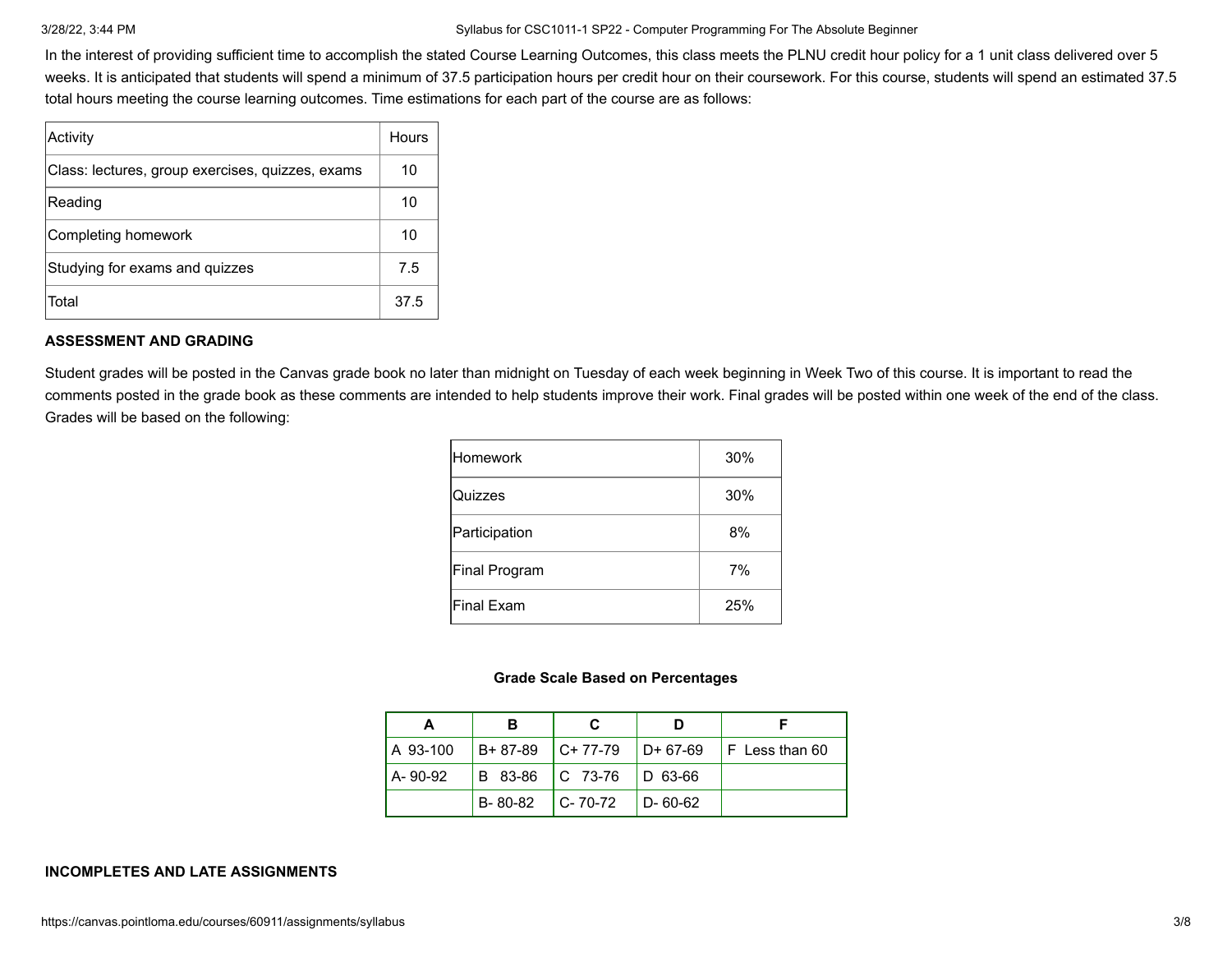In the interest of providing sufficient time to accomplish the stated Course Learning Outcomes, this class meets the PLNU credit hour policy for a 1 unit class delivered over 5 weeks. It is anticipated that students will spend a minimum of 37.5 participation hours per credit hour on their coursework. For this course, students will spend an estimated 37.5 total hours meeting the course learning outcomes. Time estimations for each part of the course are as follows:

| Activity | Hours |
| --- | --- |
| Class: lectures, group exercises, quizzes, exams | 10 |
| Reading | 10 |
| Completing homework | 10 |
| Studying for exams and quizzes | 7.5 |
| Total | 37.5 |

**ASSESSMENT AND GRADING**

Student grades will be posted in the Canvas grade book no later than midnight on Tuesday of each week beginning in Week Two of this course. It is important to read the comments posted in the grade book as these comments are intended to help students improve their work. Final grades will be posted within one week of the end of the class. Grades will be based on the following:

| | |
| --- | --- |
| Homework | 30% |
| Quizzes | 30% |
| Participation | 8% |
| Final Program | 7% |
| Final Exam | 25% |

**Grade Scale Based on Percentages**

| A | B | C | D | F |
| --- | --- | --- | --- | --- |
| A 93-100 | B+ 87-89 | C+ 77-79 | D+ 67-69 | F Less than 60 |
| A- 90-92 | B 83-86 | C 73-76 | D 63-66 | |
| | B- 80-82 | C- 70-72 | D- 60-62 | |

**INCOMPLETES AND LATE ASSIGNMENTS**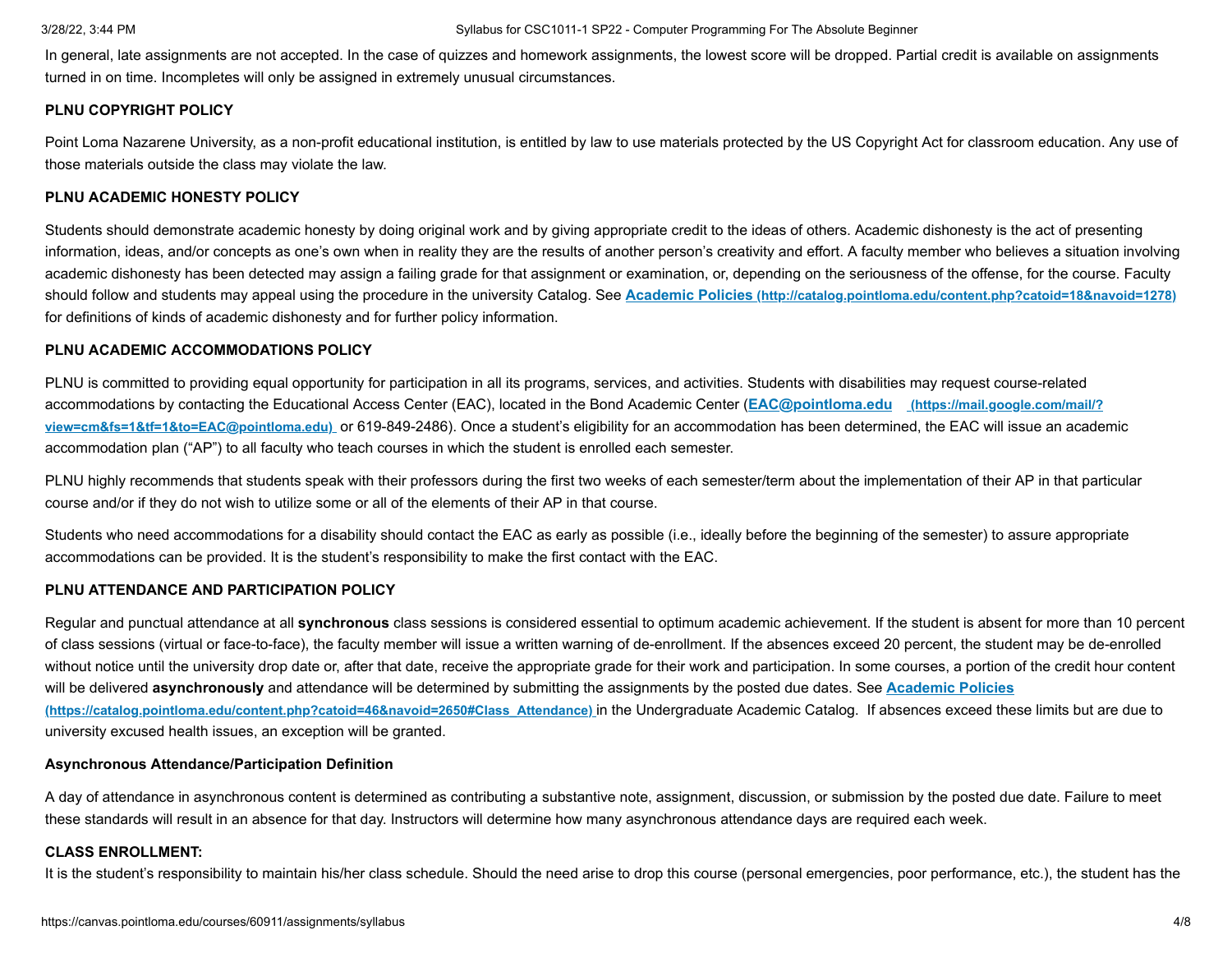In general, late assignments are not accepted. In the case of quizzes and homework assignments, the lowest score will be dropped. Partial credit is available on assignments turned in on time. Incompletes will only be assigned in extremely unusual circumstances.

**PLNU COPYRIGHT POLICY**

Point Loma Nazarene University, as a non-profit educational institution, is entitled by law to use materials protected by the US Copyright Act for classroom education. Any use of those materials outside the class may violate the law.

**PLNU ACADEMIC HONESTY POLICY**

Students should demonstrate academic honesty by doing original work and by giving appropriate credit to the ideas of others. Academic dishonesty is the act of presenting information, ideas, and/or concepts as one's own when in reality they are the results of another person's creativity and effort. A faculty member who believes a situation involving academic dishonesty has been detected may assign a failing grade for that assignment or examination, or, depending on the seriousness of the offense, for the course. Faculty should follow and students may appeal using the procedure in the university Catalog. See **Academic Policies (http://catalog.pointloma.edu/content.php?catoid=18&navoid=1278)** for definitions of kinds of academic dishonesty and for further policy information.

**PLNU ACADEMIC ACCOMMODATIONS POLICY**

PLNU is committed to providing equal opportunity for participation in all its programs, services, and activities. Students with disabilities may request course-related accommodations by contacting the Educational Access Center (EAC), located in the Bond Academic Center (**EAC@pointloma.edu (https://mail.google.com/mail/?view=cm&fs=1&tf=1&to=EAC@pointloma.edu)** or 619-849-2486). Once a student's eligibility for an accommodation has been determined, the EAC will issue an academic accommodation plan ("AP") to all faculty who teach courses in which the student is enrolled each semester.

PLNU highly recommends that students speak with their professors during the first two weeks of each semester/term about the implementation of their AP in that particular course and/or if they do not wish to utilize some or all of the elements of their AP in that course.

Students who need accommodations for a disability should contact the EAC as early as possible (i.e., ideally before the beginning of the semester) to assure appropriate accommodations can be provided. It is the student's responsibility to make the first contact with the EAC.

**PLNU ATTENDANCE AND PARTICIPATION POLICY**

Regular and punctual attendance at all **synchronous** class sessions is considered essential to optimum academic achievement. If the student is absent for more than 10 percent of class sessions (virtual or face-to-face), the faculty member will issue a written warning of de-enrollment. If the absences exceed 20 percent, the student may be de-enrolled without notice until the university drop date or, after that date, receive the appropriate grade for their work and participation. In some courses, a portion of the credit hour content will be delivered **asynchronously** and attendance will be determined by submitting the assignments by the posted due dates. See **Academic Policies (https://catalog.pointloma.edu/content.php?catoid=46&navoid=2650#Class_Attendance)** in the Undergraduate Academic Catalog. If absences exceed these limits but are due to university excused health issues, an exception will be granted.

**Asynchronous Attendance/Participation Definition**

A day of attendance in asynchronous content is determined as contributing a substantive note, assignment, discussion, or submission by the posted due date. Failure to meet these standards will result in an absence for that day. Instructors will determine how many asynchronous attendance days are required each week.

**CLASS ENROLLMENT:**

It is the student's responsibility to maintain his/her class schedule. Should the need arise to drop this course (personal emergencies, poor performance, etc.), the student has the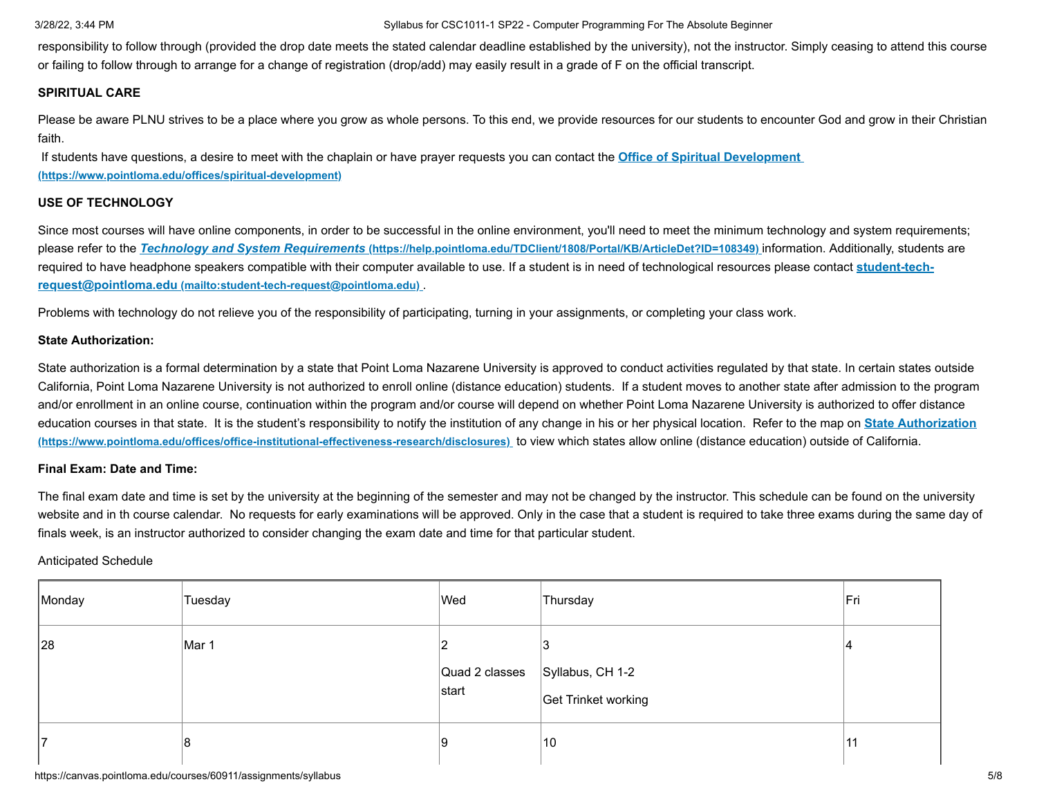responsibility to follow through (provided the drop date meets the stated calendar deadline established by the university), not the instructor. Simply ceasing to attend this course or failing to follow through to arrange for a change of registration (drop/add) may easily result in a grade of F on the official transcript.

**SPIRITUAL CARE**

Please be aware PLNU strives to be a place where you grow as whole persons. To this end, we provide resources for our students to encounter God and grow in their Christian faith.

If students have questions, a desire to meet with the chaplain or have prayer requests you can contact the **Office of Spiritual Development (https://www.pointloma.edu/offices/spiritual-development)**

**USE OF TECHNOLOGY**

Since most courses will have online components, in order to be successful in the online environment, you'll need to meet the minimum technology and system requirements; please refer to the ***Technology and System Requirements* (https://help.pointloma.edu/TDClient/1808/Portal/KB/ArticleDet?ID=108349)** information. Additionally, students are required to have headphone speakers compatible with their computer available to use. If a student is in need of technological resources please contact **student-tech-request@pointloma.edu (mailto:student-tech-request@pointloma.edu)** .

Problems with technology do not relieve you of the responsibility of participating, turning in your assignments, or completing your class work.

**State Authorization:**

State authorization is a formal determination by a state that Point Loma Nazarene University is approved to conduct activities regulated by that state. In certain states outside California, Point Loma Nazarene University is not authorized to enroll online (distance education) students. If a student moves to another state after admission to the program and/or enrollment in an online course, continuation within the program and/or course will depend on whether Point Loma Nazarene University is authorized to offer distance education courses in that state. It is the student's responsibility to notify the institution of any change in his or her physical location. Refer to the map on **State Authorization (https://www.pointloma.edu/offices/office-institutional-effectiveness-research/disclosures)** to view which states allow online (distance education) outside of California.

**Final Exam: Date and Time:**

The final exam date and time is set by the university at the beginning of the semester and may not be changed by the instructor. This schedule can be found on the university website and in th course calendar. No requests for early examinations will be approved. Only in the case that a student is required to take three exams during the same day of finals week, is an instructor authorized to consider changing the exam date and time for that particular student.

Anticipated Schedule

| Monday | Tuesday | Wed | Thursday | Fri |
|---|---|---|---|---|
| 28 | Mar 1 | 2<br>Quad 2 classes start | 3<br>Syllabus, CH 1-2<br>Get Trinket working | 4 |
| 7 | 8 | 9 | 10 | 11 |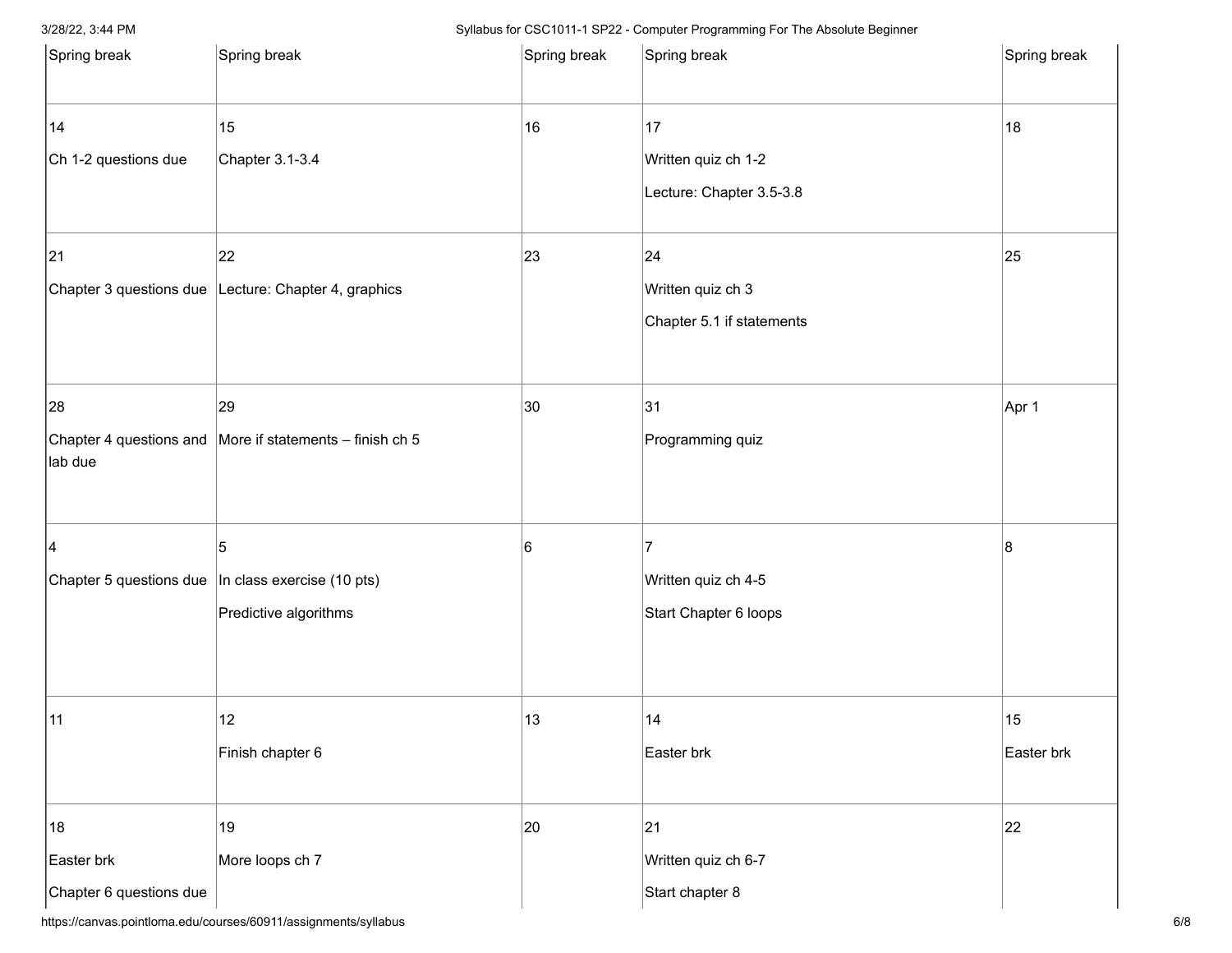| | | | | |
|---|---|---|---|---|
| Spring break | Spring break | Spring break | Spring break | Spring break |
| 14<br>Ch 1-2 questions due | 15<br>Chapter 3.1-3.4 | 16 | 17<br>Written quiz ch 1-2<br>Lecture: Chapter 3.5-3.8 | 18 |
| 21<br>Chapter 3 questions due | 22<br>Lecture: Chapter 4, graphics | 23 | 24<br>Written quiz ch 3<br>Chapter 5.1 if statements | 25 |
| 28<br>Chapter 4 questions and lab due | 29<br>More if statements – finish ch 5 | 30 | 31<br>Programming quiz | Apr 1 |
| 4<br>Chapter 5 questions due | 5<br>In class exercise (10 pts)<br>Predictive algorithms | 6 | 7<br>Written quiz ch 4-5<br>Start Chapter 6 loops | 8 |
| 11 | 12<br>Finish chapter 6 | 13 | 14<br>Easter brk | 15<br>Easter brk |
| 18<br>Easter brk<br>Chapter 6 questions due | 19<br>More loops ch 7 | 20 | 21<br>Written quiz ch 6-7<br>Start chapter 8 | 22 |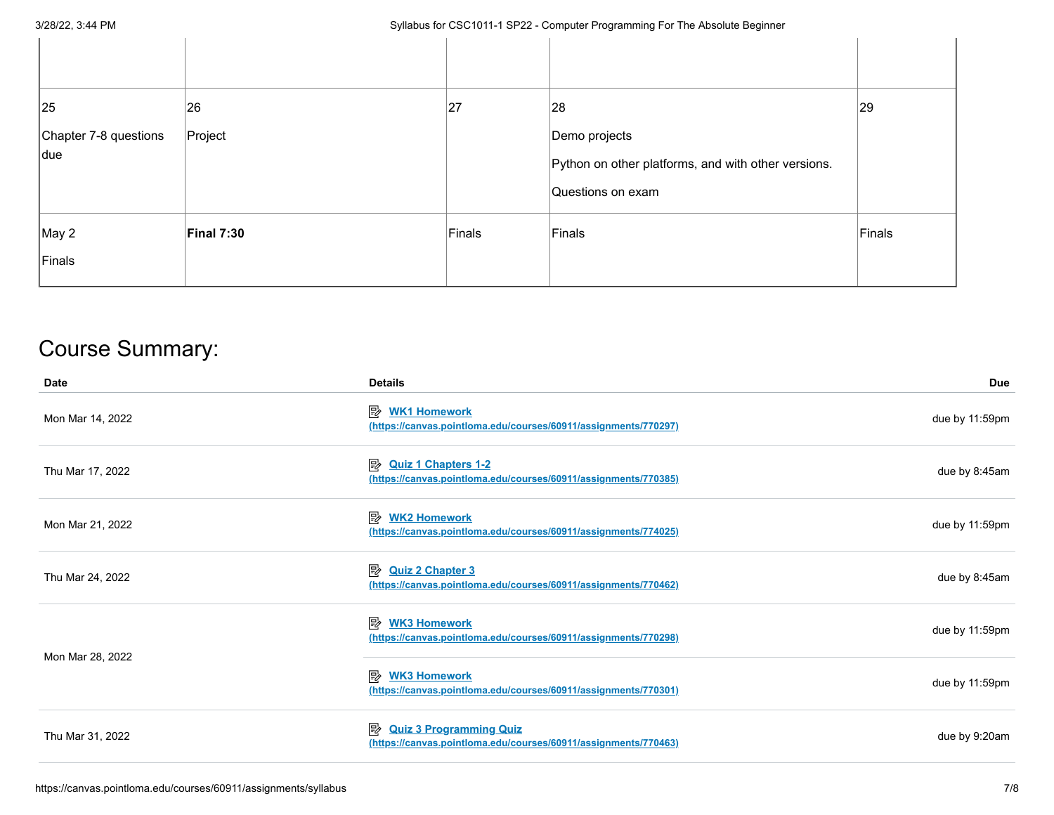| | | | | |
|---|---|---|---|---|
| | | | | |
| 25<br><br>Chapter 7-8 questions due | 26<br><br>Project | 27 | 28<br><br>Demo projects<br><br>Python on other platforms, and with other versions.<br><br>Questions on exam | 29 |
| May 2<br><br>Finals | **Final 7:30** | Finals | Finals | Finals |

# Course Summary:

| Date | Details | Due |
|---|---|---|
| Mon Mar 14, 2022 | [WK1 Homework](https://canvas.pointloma.edu/courses/60911/assignments/770297) (https://canvas.pointloma.edu/courses/60911/assignments/770297) | due by 11:59pm |
| Thu Mar 17, 2022 | [Quiz 1 Chapters 1-2](https://canvas.pointloma.edu/courses/60911/assignments/770385) (https://canvas.pointloma.edu/courses/60911/assignments/770385) | due by 8:45am |
| Mon Mar 21, 2022 | [WK2 Homework](https://canvas.pointloma.edu/courses/60911/assignments/774025) (https://canvas.pointloma.edu/courses/60911/assignments/774025) | due by 11:59pm |
| Thu Mar 24, 2022 | [Quiz 2 Chapter 3](https://canvas.pointloma.edu/courses/60911/assignments/770462) (https://canvas.pointloma.edu/courses/60911/assignments/770462) | due by 8:45am |
| Mon Mar 28, 2022 | [WK3 Homework](https://canvas.pointloma.edu/courses/60911/assignments/770298) (https://canvas.pointloma.edu/courses/60911/assignments/770298) | due by 11:59pm |
| | [WK3 Homework](https://canvas.pointloma.edu/courses/60911/assignments/770301) (https://canvas.pointloma.edu/courses/60911/assignments/770301) | due by 11:59pm |
| Thu Mar 31, 2022 | [Quiz 3 Programming Quiz](https://canvas.pointloma.edu/courses/60911/assignments/770463) (https://canvas.pointloma.edu/courses/60911/assignments/770463) | due by 9:20am |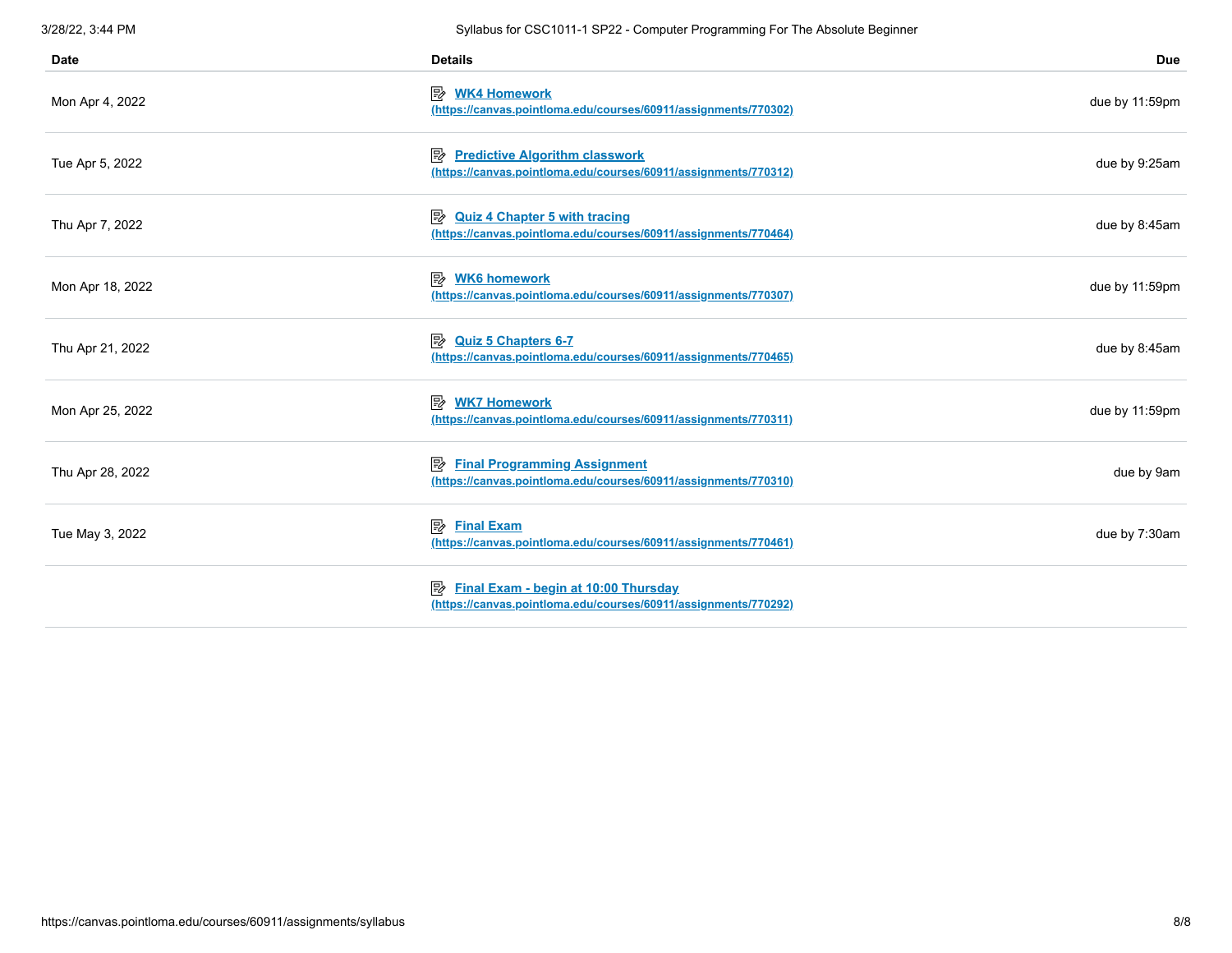| Date | Details | Due |
|---|---|---|
| Mon Apr 4, 2022 | [WK4 Homework](https://canvas.pointloma.edu/courses/60911/assignments/770302) (https://canvas.pointloma.edu/courses/60911/assignments/770302) | due by 11:59pm |
| Tue Apr 5, 2022 | [Predictive Algorithm classwork](https://canvas.pointloma.edu/courses/60911/assignments/770312) (https://canvas.pointloma.edu/courses/60911/assignments/770312) | due by 9:25am |
| Thu Apr 7, 2022 | [Quiz 4 Chapter 5 with tracing](https://canvas.pointloma.edu/courses/60911/assignments/770464) (https://canvas.pointloma.edu/courses/60911/assignments/770464) | due by 8:45am |
| Mon Apr 18, 2022 | [WK6 homework](https://canvas.pointloma.edu/courses/60911/assignments/770307) (https://canvas.pointloma.edu/courses/60911/assignments/770307) | due by 11:59pm |
| Thu Apr 21, 2022 | [Quiz 5 Chapters 6-7](https://canvas.pointloma.edu/courses/60911/assignments/770465) (https://canvas.pointloma.edu/courses/60911/assignments/770465) | due by 8:45am |
| Mon Apr 25, 2022 | [WK7 Homework](https://canvas.pointloma.edu/courses/60911/assignments/770311) (https://canvas.pointloma.edu/courses/60911/assignments/770311) | due by 11:59pm |
| Thu Apr 28, 2022 | [Final Programming Assignment](https://canvas.pointloma.edu/courses/60911/assignments/770310) (https://canvas.pointloma.edu/courses/60911/assignments/770310) | due by 9am |
| Tue May 3, 2022 | [Final Exam](https://canvas.pointloma.edu/courses/60911/assignments/770461) (https://canvas.pointloma.edu/courses/60911/assignments/770461) | due by 7:30am |
| | [Final Exam - begin at 10:00 Thursday](https://canvas.pointloma.edu/courses/60911/assignments/770292) (https://canvas.pointloma.edu/courses/60911/assignments/770292) | |